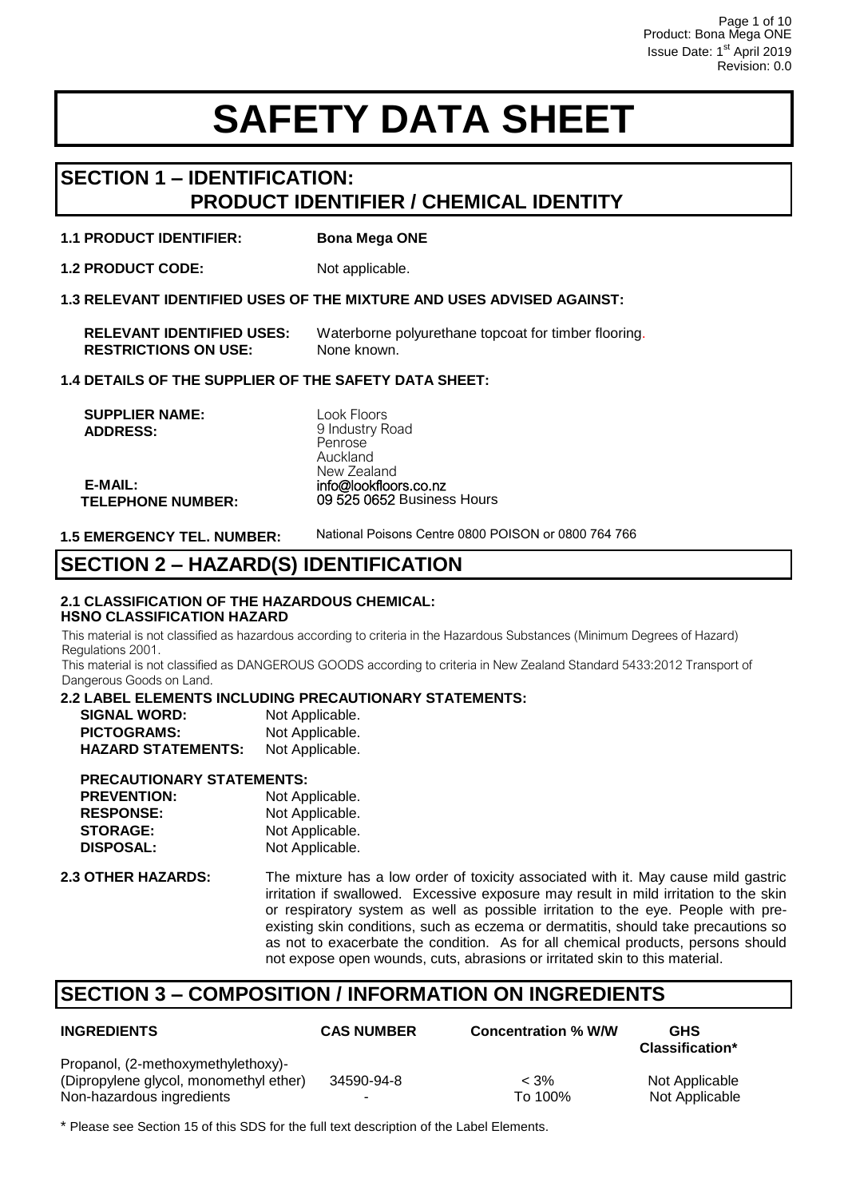# SAFETY DATA SHEET

## SECTION 1 – IDENTIFICATION: PRODUCT IDENTIFIER / CHEMICAL IDENTITY

**1.1 PRODUCT IDENTIFIER:** **Bona Mega ONE**

**1.2 PRODUCT CODE:** Not applicable.

**1.3 RELEVANT IDENTIFIED USES OF THE MIXTURE AND USES ADVISED AGAINST:**

**RELEVANT IDENTIFIED USES:** Waterborne polyurethane topcoat for timber flooring.
**RESTRICTIONS ON USE:** None known.

**1.4 DETAILS OF THE SUPPLIER OF THE SAFETY DATA SHEET:**

**SUPPLIER NAME:** Look Floors
**ADDRESS:** 9 Industry Road
Penrose
Auckland
New Zealand
**E-MAIL:** info@lookfloors.co.nz
**TELEPHONE NUMBER:** 09 525 0652 Business Hours

**1.5 EMERGENCY TEL. NUMBER:** National Poisons Centre 0800 POISON or 0800 764 766

## SECTION 2 – HAZARD(S) IDENTIFICATION

**2.1 CLASSIFICATION OF THE HAZARDOUS CHEMICAL:**
**HSNO CLASSIFICATION HAZARD**

This material is not classified as hazardous according to criteria in the Hazardous Substances (Minimum Degrees of Hazard) Regulations 2001.
This material is not classified as DANGEROUS GOODS according to criteria in New Zealand Standard 5433:2012 Transport of Dangerous Goods on Land.

**2.2 LABEL ELEMENTS INCLUDING PRECAUTIONARY STATEMENTS:**

**SIGNAL WORD:** Not Applicable.
**PICTOGRAMS:** Not Applicable.
**HAZARD STATEMENTS:** Not Applicable.

**PRECAUTIONARY STATEMENTS:**
**PREVENTION:** Not Applicable.
**RESPONSE:** Not Applicable.
**STORAGE:** Not Applicable.
**DISPOSAL:** Not Applicable.

**2.3 OTHER HAZARDS:** The mixture has a low order of toxicity associated with it. May cause mild gastric irritation if swallowed. Excessive exposure may result in mild irritation to the skin or respiratory system as well as possible irritation to the eye. People with pre-existing skin conditions, such as eczema or dermatitis, should take precautions so as not to exacerbate the condition. As for all chemical products, persons should not expose open wounds, cuts, abrasions or irritated skin to this material.

## SECTION 3 – COMPOSITION / INFORMATION ON INGREDIENTS

| INGREDIENTS | CAS NUMBER | Concentration % W/W | GHS Classification* |
|---|---|---|---|
| Propanol, (2-methoxymethylethoxy)- (Dipropylene glycol, monomethyl ether) | 34590-94-8 | < 3% | Not Applicable |
| Non-hazardous ingredients | - | To 100% | Not Applicable |

\* Please see Section 15 of this SDS for the full text description of the Label Elements.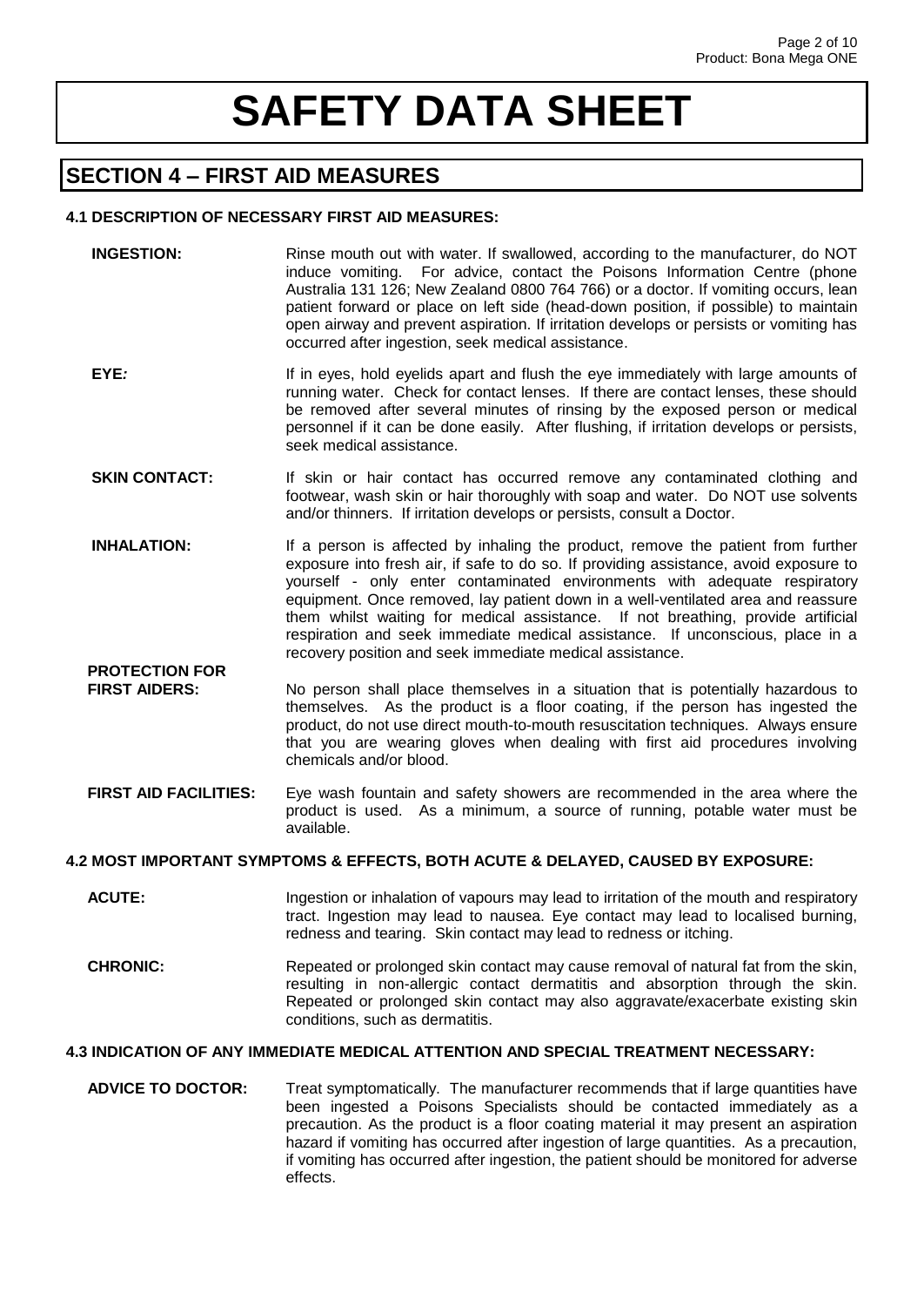# SAFETY DATA SHEET

## SECTION 4 – FIRST AID MEASURES

### 4.1 DESCRIPTION OF NECESSARY FIRST AID MEASURES:

**INGESTION:** Rinse mouth out with water. If swallowed, according to the manufacturer, do NOT induce vomiting. For advice, contact the Poisons Information Centre (phone Australia 131 126; New Zealand 0800 764 766) or a doctor. If vomiting occurs, lean patient forward or place on left side (head-down position, if possible) to maintain open airway and prevent aspiration. If irritation develops or persists or vomiting has occurred after ingestion, seek medical assistance.

**EYE:** If in eyes, hold eyelids apart and flush the eye immediately with large amounts of running water. Check for contact lenses. If there are contact lenses, these should be removed after several minutes of rinsing by the exposed person or medical personnel if it can be done easily. After flushing, if irritation develops or persists, seek medical assistance.

**SKIN CONTACT:** If skin or hair contact has occurred remove any contaminated clothing and footwear, wash skin or hair thoroughly with soap and water. Do NOT use solvents and/or thinners. If irritation develops or persists, consult a Doctor.

**INHALATION:** If a person is affected by inhaling the product, remove the patient from further exposure into fresh air, if safe to do so. If providing assistance, avoid exposure to yourself - only enter contaminated environments with adequate respiratory equipment. Once removed, lay patient down in a well-ventilated area and reassure them whilst waiting for medical assistance. If not breathing, provide artificial respiration and seek immediate medical assistance. If unconscious, place in a recovery position and seek immediate medical assistance.

**PROTECTION FOR FIRST AIDERS:** No person shall place themselves in a situation that is potentially hazardous to themselves. As the product is a floor coating, if the person has ingested the product, do not use direct mouth-to-mouth resuscitation techniques. Always ensure that you are wearing gloves when dealing with first aid procedures involving chemicals and/or blood.

**FIRST AID FACILITIES:** Eye wash fountain and safety showers are recommended in the area where the product is used. As a minimum, a source of running, potable water must be available.

### 4.2 MOST IMPORTANT SYMPTOMS & EFFECTS, BOTH ACUTE & DELAYED, CAUSED BY EXPOSURE:

**ACUTE:** Ingestion or inhalation of vapours may lead to irritation of the mouth and respiratory tract. Ingestion may lead to nausea. Eye contact may lead to localised burning, redness and tearing. Skin contact may lead to redness or itching.

**CHRONIC:** Repeated or prolonged skin contact may cause removal of natural fat from the skin, resulting in non-allergic contact dermatitis and absorption through the skin. Repeated or prolonged skin contact may also aggravate/exacerbate existing skin conditions, such as dermatitis.

### 4.3 INDICATION OF ANY IMMEDIATE MEDICAL ATTENTION AND SPECIAL TREATMENT NECESSARY:

**ADVICE TO DOCTOR:** Treat symptomatically. The manufacturer recommends that if large quantities have been ingested a Poisons Specialists should be contacted immediately as a precaution. As the product is a floor coating material it may present an aspiration hazard if vomiting has occurred after ingestion of large quantities. As a precaution, if vomiting has occurred after ingestion, the patient should be monitored for adverse effects.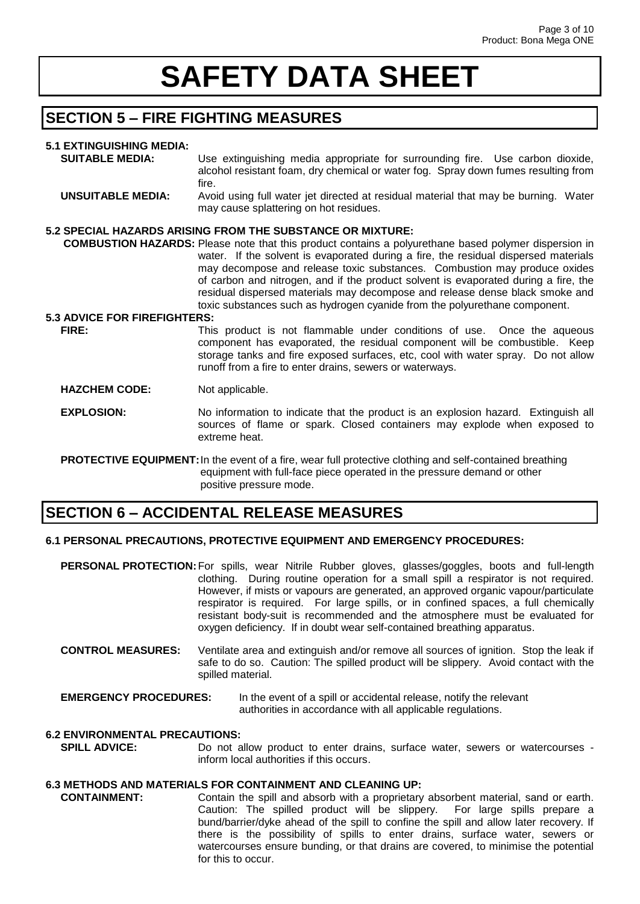# SAFETY DATA SHEET

## SECTION 5 – FIRE FIGHTING MEASURES

### 5.1 EXTINGUISHING MEDIA:

**SUITABLE MEDIA:** Use extinguishing media appropriate for surrounding fire. Use carbon dioxide, alcohol resistant foam, dry chemical or water fog. Spray down fumes resulting from fire.

**UNSUITABLE MEDIA:** Avoid using full water jet directed at residual material that may be burning. Water may cause splattering on hot residues.

### 5.2 SPECIAL HAZARDS ARISING FROM THE SUBSTANCE OR MIXTURE:

**COMBUSTION HAZARDS:** Please note that this product contains a polyurethane based polymer dispersion in water. If the solvent is evaporated during a fire, the residual dispersed materials may decompose and release toxic substances. Combustion may produce oxides of carbon and nitrogen, and if the product solvent is evaporated during a fire, the residual dispersed materials may decompose and release dense black smoke and toxic substances such as hydrogen cyanide from the polyurethane component.

### 5.3 ADVICE FOR FIREFIGHTERS:

**FIRE:** This product is not flammable under conditions of use. Once the aqueous component has evaporated, the residual component will be combustible. Keep storage tanks and fire exposed surfaces, etc, cool with water spray. Do not allow runoff from a fire to enter drains, sewers or waterways.

**HAZCHEM CODE:** Not applicable.

**EXPLOSION:** No information to indicate that the product is an explosion hazard. Extinguish all sources of flame or spark. Closed containers may explode when exposed to extreme heat.

**PROTECTIVE EQUIPMENT:** In the event of a fire, wear full protective clothing and self-contained breathing equipment with full-face piece operated in the pressure demand or other positive pressure mode.

## SECTION 6 – ACCIDENTAL RELEASE MEASURES

### 6.1 PERSONAL PRECAUTIONS, PROTECTIVE EQUIPMENT AND EMERGENCY PROCEDURES:

**PERSONAL PROTECTION:** For spills, wear Nitrile Rubber gloves, glasses/goggles, boots and full-length clothing. During routine operation for a small spill a respirator is not required. However, if mists or vapours are generated, an approved organic vapour/particulate respirator is required. For large spills, or in confined spaces, a full chemically resistant body-suit is recommended and the atmosphere must be evaluated for oxygen deficiency. If in doubt wear self-contained breathing apparatus.

**CONTROL MEASURES:** Ventilate area and extinguish and/or remove all sources of ignition. Stop the leak if safe to do so. Caution: The spilled product will be slippery. Avoid contact with the spilled material.

**EMERGENCY PROCEDURES:** In the event of a spill or accidental release, notify the relevant authorities in accordance with all applicable regulations.

### 6.2 ENVIRONMENTAL PRECAUTIONS:

**SPILL ADVICE:** Do not allow product to enter drains, surface water, sewers or watercourses - inform local authorities if this occurs.

### 6.3 METHODS AND MATERIALS FOR CONTAINMENT AND CLEANING UP:

**CONTAINMENT:** Contain the spill and absorb with a proprietary absorbent material, sand or earth. Caution: The spilled product will be slippery. For large spills prepare a bund/barrier/dyke ahead of the spill to confine the spill and allow later recovery. If there is the possibility of spills to enter drains, surface water, sewers or watercourses ensure bunding, or that drains are covered, to minimise the potential for this to occur.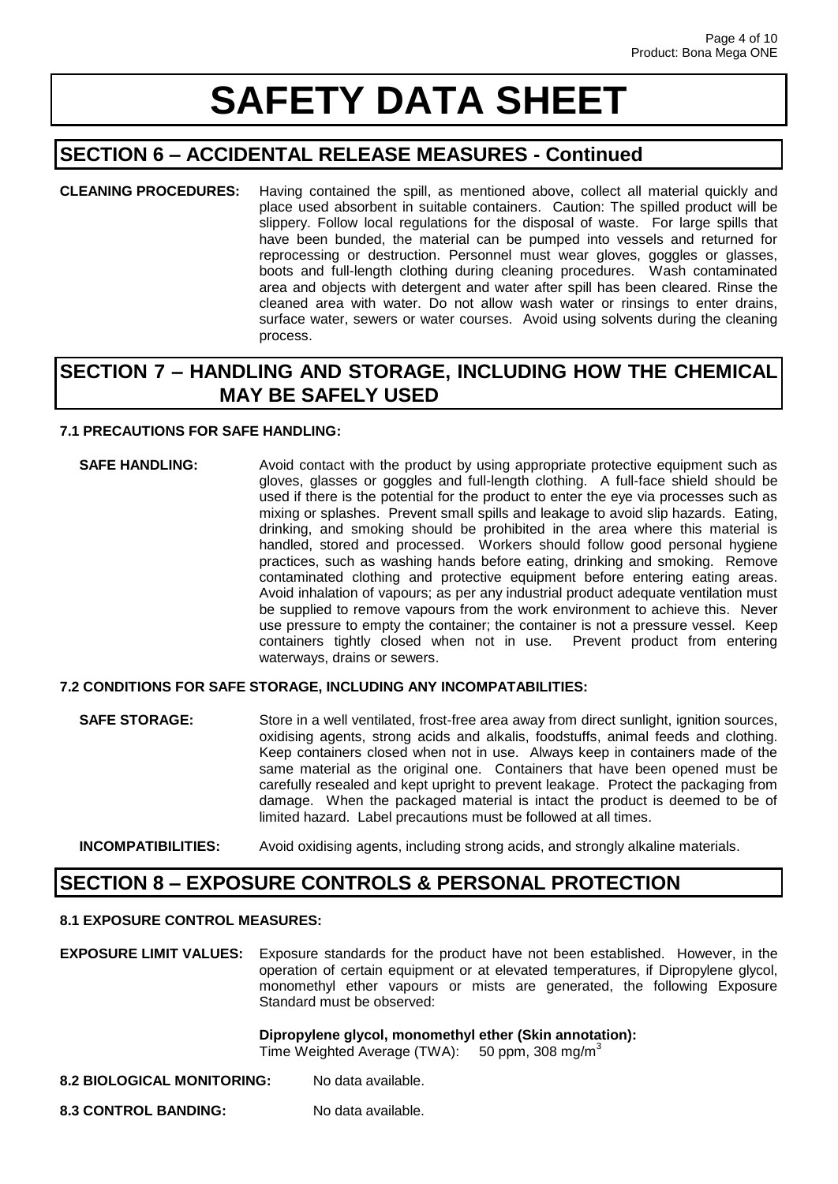# SAFETY DATA SHEET

## SECTION 6 – ACCIDENTAL RELEASE MEASURES - Continued

**CLEANING PROCEDURES:** Having contained the spill, as mentioned above, collect all material quickly and place used absorbent in suitable containers. Caution: The spilled product will be slippery. Follow local regulations for the disposal of waste. For large spills that have been bunded, the material can be pumped into vessels and returned for reprocessing or destruction. Personnel must wear gloves, goggles or glasses, boots and full-length clothing during cleaning procedures. Wash contaminated area and objects with detergent and water after spill has been cleared. Rinse the cleaned area with water. Do not allow wash water or rinsings to enter drains, surface water, sewers or water courses. Avoid using solvents during the cleaning process.

## SECTION 7 – HANDLING AND STORAGE, INCLUDING HOW THE CHEMICAL MAY BE SAFELY USED

### 7.1 PRECAUTIONS FOR SAFE HANDLING:

**SAFE HANDLING:** Avoid contact with the product by using appropriate protective equipment such as gloves, glasses or goggles and full-length clothing. A full-face shield should be used if there is the potential for the product to enter the eye via processes such as mixing or splashes. Prevent small spills and leakage to avoid slip hazards. Eating, drinking, and smoking should be prohibited in the area where this material is handled, stored and processed. Workers should follow good personal hygiene practices, such as washing hands before eating, drinking and smoking. Remove contaminated clothing and protective equipment before entering eating areas. Avoid inhalation of vapours; as per any industrial product adequate ventilation must be supplied to remove vapours from the work environment to achieve this. Never use pressure to empty the container; the container is not a pressure vessel. Keep containers tightly closed when not in use. Prevent product from entering waterways, drains or sewers.

### 7.2 CONDITIONS FOR SAFE STORAGE, INCLUDING ANY INCOMPATABILITIES:

**SAFE STORAGE:** Store in a well ventilated, frost-free area away from direct sunlight, ignition sources, oxidising agents, strong acids and alkalis, foodstuffs, animal feeds and clothing. Keep containers closed when not in use. Always keep in containers made of the same material as the original one. Containers that have been opened must be carefully resealed and kept upright to prevent leakage. Protect the packaging from damage. When the packaged material is intact the product is deemed to be of limited hazard. Label precautions must be followed at all times.

**INCOMPATIBILITIES:** Avoid oxidising agents, including strong acids, and strongly alkaline materials.

## SECTION 8 – EXPOSURE CONTROLS & PERSONAL PROTECTION

### 8.1 EXPOSURE CONTROL MEASURES:

**EXPOSURE LIMIT VALUES:** Exposure standards for the product have not been established. However, in the operation of certain equipment or at elevated temperatures, if Dipropylene glycol, monomethyl ether vapours or mists are generated, the following Exposure Standard must be observed:

**Dipropylene glycol, monomethyl ether (Skin annotation):**
Time Weighted Average (TWA): 50 ppm, 308 mg/m$^3$

**8.2 BIOLOGICAL MONITORING:** No data available.

**8.3 CONTROL BANDING:** No data available.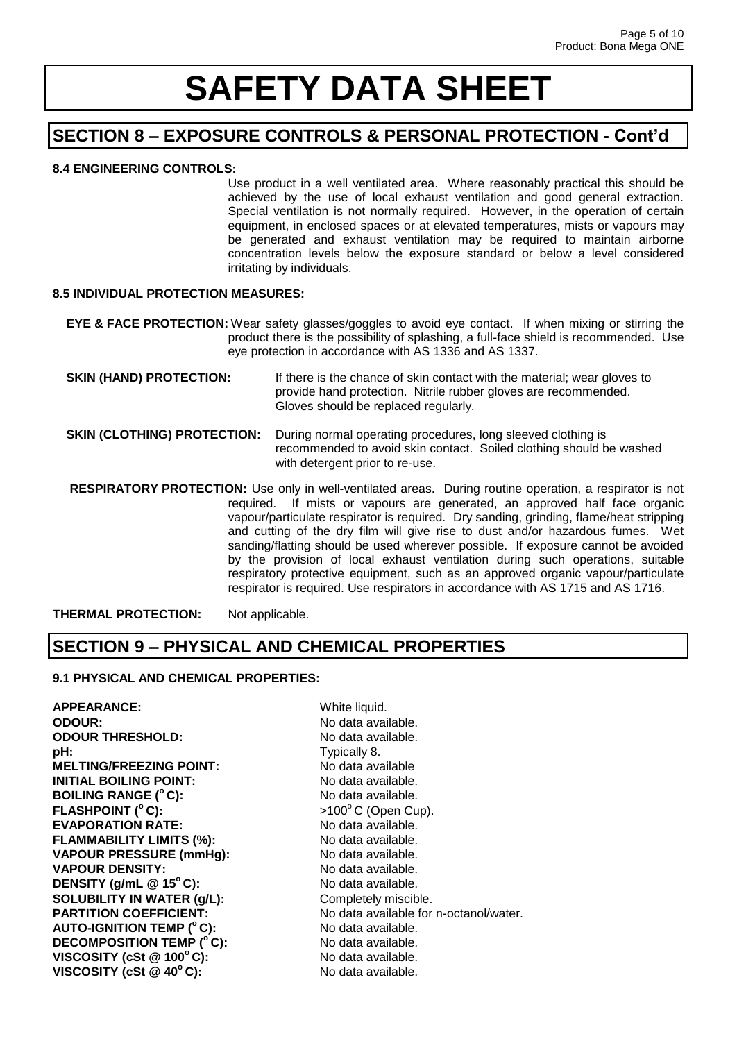# SAFETY DATA SHEET

## SECTION 8 – EXPOSURE CONTROLS & PERSONAL PROTECTION - Cont'd

**8.4 ENGINEERING CONTROLS:**

Use product in a well ventilated area. Where reasonably practical this should be achieved by the use of local exhaust ventilation and good general extraction. Special ventilation is not normally required. However, in the operation of certain equipment, in enclosed spaces or at elevated temperatures, mists or vapours may be generated and exhaust ventilation may be required to maintain airborne concentration levels below the exposure standard or below a level considered irritating by individuals.

**8.5 INDIVIDUAL PROTECTION MEASURES:**

**EYE & FACE PROTECTION:** Wear safety glasses/goggles to avoid eye contact. If when mixing or stirring the product there is the possibility of splashing, a full-face shield is recommended. Use eye protection in accordance with AS 1336 and AS 1337.

**SKIN (HAND) PROTECTION:** If there is the chance of skin contact with the material; wear gloves to provide hand protection. Nitrile rubber gloves are recommended. Gloves should be replaced regularly.

**SKIN (CLOTHING) PROTECTION:** During normal operating procedures, long sleeved clothing is recommended to avoid skin contact. Soiled clothing should be washed with detergent prior to re-use.

**RESPIRATORY PROTECTION:** Use only in well-ventilated areas. During routine operation, a respirator is not required. If mists or vapours are generated, an approved half face organic vapour/particulate respirator is required. Dry sanding, grinding, flame/heat stripping and cutting of the dry film will give rise to dust and/or hazardous fumes. Wet sanding/flatting should be used wherever possible. If exposure cannot be avoided by the provision of local exhaust ventilation during such operations, suitable respiratory protective equipment, such as an approved organic vapour/particulate respirator is required. Use respirators in accordance with AS 1715 and AS 1716.

**THERMAL PROTECTION:** Not applicable.

## SECTION 9 – PHYSICAL AND CHEMICAL PROPERTIES

**9.1 PHYSICAL AND CHEMICAL PROPERTIES:**

| | |
|---|---|
| **APPEARANCE:** | White liquid. |
| **ODOUR:** | No data available. |
| **ODOUR THRESHOLD:** | No data available. |
| **pH:** | Typically 8. |
| **MELTING/FREEZING POINT:** | No data available |
| **INITIAL BOILING POINT:** | No data available. |
| **BOILING RANGE (°C):** | No data available. |
| **FLASHPOINT (°C):** | >100°C (Open Cup). |
| **EVAPORATION RATE:** | No data available. |
| **FLAMMABILITY LIMITS (%):** | No data available. |
| **VAPOUR PRESSURE (mmHg):** | No data available. |
| **VAPOUR DENSITY:** | No data available. |
| **DENSITY (g/mL @ 15°C):** | No data available. |
| **SOLUBILITY IN WATER (g/L):** | Completely miscible. |
| **PARTITION COEFFICIENT:** | No data available for n-octanol/water. |
| **AUTO-IGNITION TEMP (°C):** | No data available. |
| **DECOMPOSITION TEMP (°C):** | No data available. |
| **VISCOSITY (cSt @ 100°C):** | No data available. |
| **VISCOSITY (cSt @ 40°C):** | No data available. |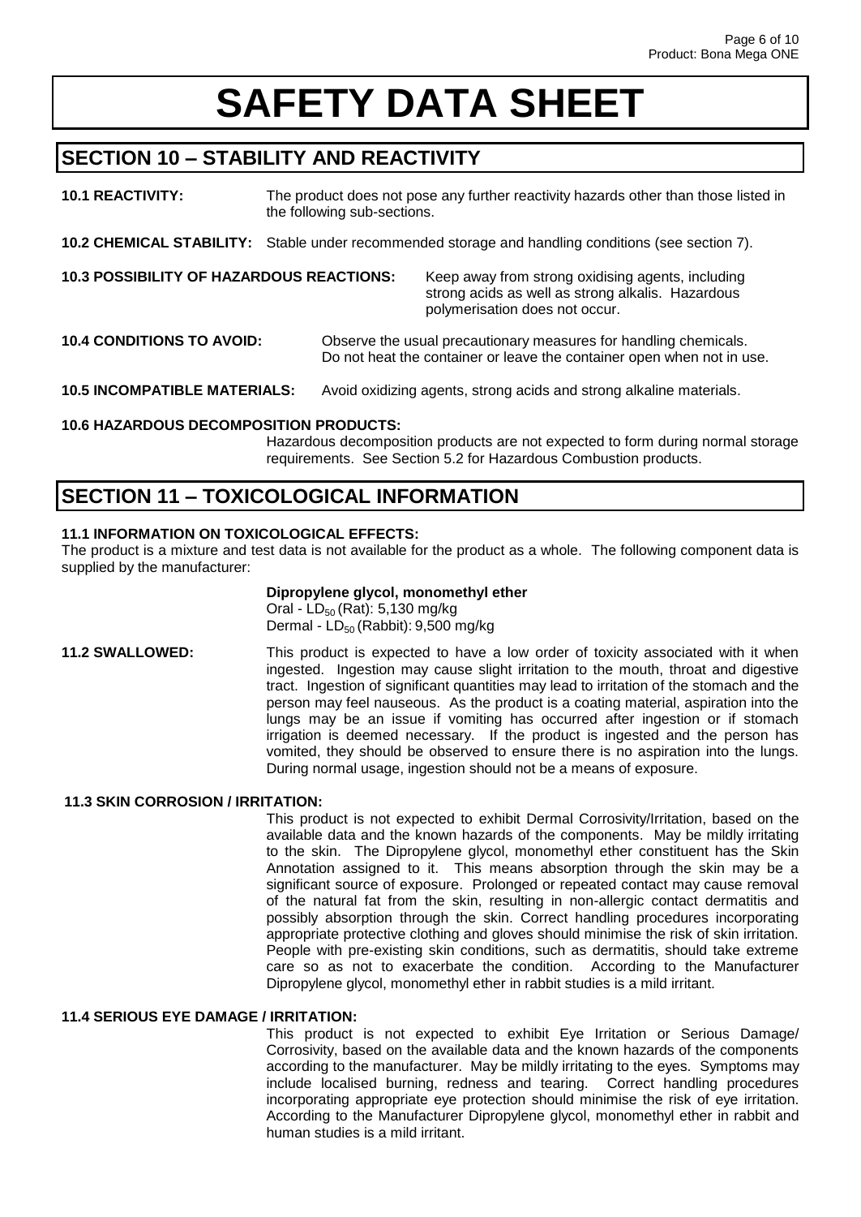# SAFETY DATA SHEET

## SECTION 10 – STABILITY AND REACTIVITY

**10.1 REACTIVITY:** The product does not pose any further reactivity hazards other than those listed in the following sub-sections.

**10.2 CHEMICAL STABILITY:** Stable under recommended storage and handling conditions (see section 7).

**10.3 POSSIBILITY OF HAZARDOUS REACTIONS:** Keep away from strong oxidising agents, including strong acids as well as strong alkalis. Hazardous polymerisation does not occur.

**10.4 CONDITIONS TO AVOID:** Observe the usual precautionary measures for handling chemicals. Do not heat the container or leave the container open when not in use.

**10.5 INCOMPATIBLE MATERIALS:** Avoid oxidizing agents, strong acids and strong alkaline materials.

**10.6 HAZARDOUS DECOMPOSITION PRODUCTS:**

Hazardous decomposition products are not expected to form during normal storage requirements. See Section 5.2 for Hazardous Combustion products.

## SECTION 11 – TOXICOLOGICAL INFORMATION

**11.1 INFORMATION ON TOXICOLOGICAL EFFECTS:**

The product is a mixture and test data is not available for the product as a whole. The following component data is supplied by the manufacturer:

**Dipropylene glycol, monomethyl ether**
Oral - $LD_{50}$ (Rat): 5,130 mg/kg
Dermal - $LD_{50}$ (Rabbit): 9,500 mg/kg

**11.2 SWALLOWED:** This product is expected to have a low order of toxicity associated with it when ingested. Ingestion may cause slight irritation to the mouth, throat and digestive tract. Ingestion of significant quantities may lead to irritation of the stomach and the person may feel nauseous. As the product is a coating material, aspiration into the lungs may be an issue if vomiting has occurred after ingestion or if stomach irrigation is deemed necessary. If the product is ingested and the person has vomited, they should be observed to ensure there is no aspiration into the lungs. During normal usage, ingestion should not be a means of exposure.

**11.3 SKIN CORROSION / IRRITATION:**

This product is not expected to exhibit Dermal Corrosivity/Irritation, based on the available data and the known hazards of the components. May be mildly irritating to the skin. The Dipropylene glycol, monomethyl ether constituent has the Skin Annotation assigned to it. This means absorption through the skin may be a significant source of exposure. Prolonged or repeated contact may cause removal of the natural fat from the skin, resulting in non-allergic contact dermatitis and possibly absorption through the skin. Correct handling procedures incorporating appropriate protective clothing and gloves should minimise the risk of skin irritation. People with pre-existing skin conditions, such as dermatitis, should take extreme care so as not to exacerbate the condition. According to the Manufacturer Dipropylene glycol, monomethyl ether in rabbit studies is a mild irritant.

**11.4 SERIOUS EYE DAMAGE / IRRITATION:**

This product is not expected to exhibit Eye Irritation or Serious Damage/ Corrosivity, based on the available data and the known hazards of the components according to the manufacturer. May be mildly irritating to the eyes. Symptoms may include localised burning, redness and tearing. Correct handling procedures incorporating appropriate eye protection should minimise the risk of eye irritation. According to the Manufacturer Dipropylene glycol, monomethyl ether in rabbit and human studies is a mild irritant.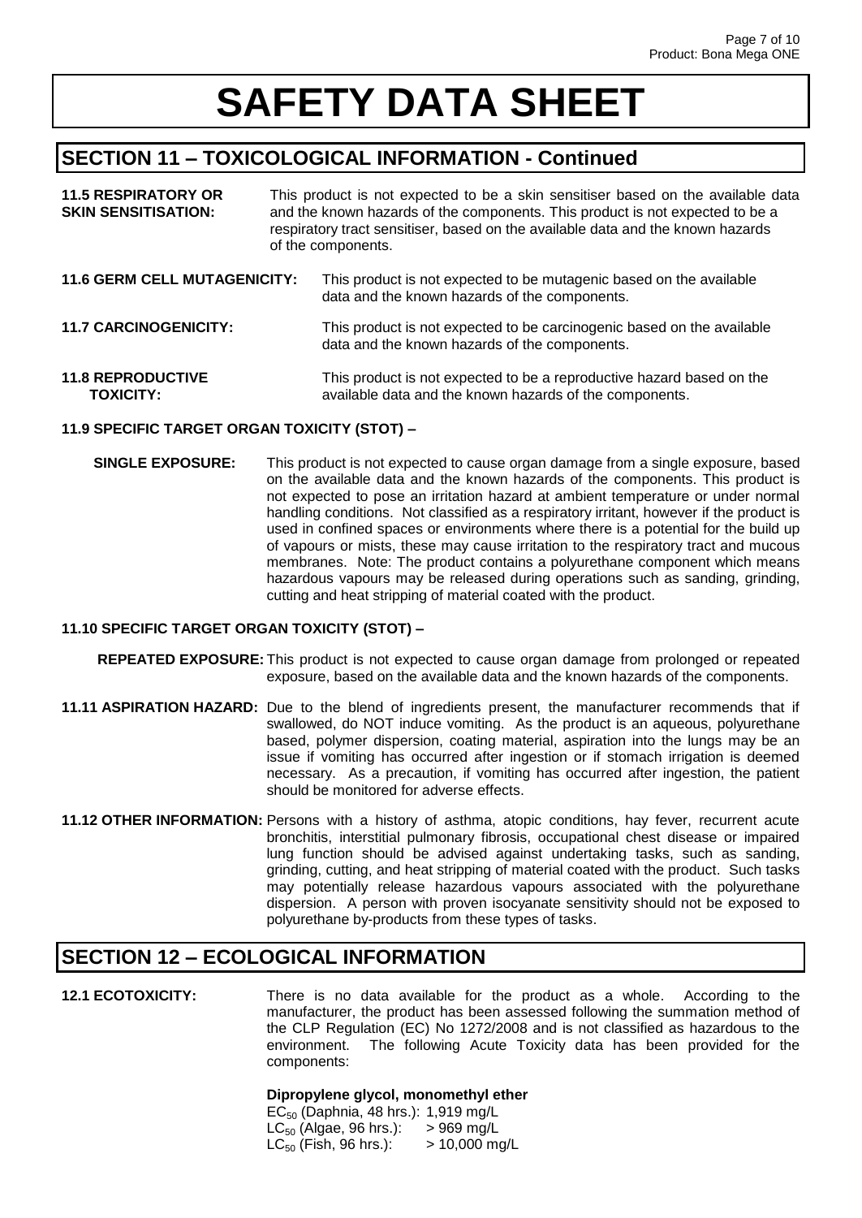# SAFETY DATA SHEET

## SECTION 11 – TOXICOLOGICAL INFORMATION - Continued

**11.5 RESPIRATORY OR SKIN SENSITISATION:** This product is not expected to be a skin sensitiser based on the available data and the known hazards of the components. This product is not expected to be a respiratory tract sensitiser, based on the available data and the known hazards of the components.

**11.6 GERM CELL MUTAGENICITY:** This product is not expected to be mutagenic based on the available data and the known hazards of the components.

**11.7 CARCINOGENICITY:** This product is not expected to be carcinogenic based on the available data and the known hazards of the components.

**11.8 REPRODUCTIVE TOXICITY:** This product is not expected to be a reproductive hazard based on the available data and the known hazards of the components.

**11.9 SPECIFIC TARGET ORGAN TOXICITY (STOT) –**

**SINGLE EXPOSURE:** This product is not expected to cause organ damage from a single exposure, based on the available data and the known hazards of the components. This product is not expected to pose an irritation hazard at ambient temperature or under normal handling conditions. Not classified as a respiratory irritant, however if the product is used in confined spaces or environments where there is a potential for the build up of vapours or mists, these may cause irritation to the respiratory tract and mucous membranes. Note: The product contains a polyurethane component which means hazardous vapours may be released during operations such as sanding, grinding, cutting and heat stripping of material coated with the product.

**11.10 SPECIFIC TARGET ORGAN TOXICITY (STOT) –**

**REPEATED EXPOSURE:** This product is not expected to cause organ damage from prolonged or repeated exposure, based on the available data and the known hazards of the components.

**11.11 ASPIRATION HAZARD:** Due to the blend of ingredients present, the manufacturer recommends that if swallowed, do NOT induce vomiting. As the product is an aqueous, polyurethane based, polymer dispersion, coating material, aspiration into the lungs may be an issue if vomiting has occurred after ingestion or if stomach irrigation is deemed necessary. As a precaution, if vomiting has occurred after ingestion, the patient should be monitored for adverse effects.

**11.12 OTHER INFORMATION:** Persons with a history of asthma, atopic conditions, hay fever, recurrent acute bronchitis, interstitial pulmonary fibrosis, occupational chest disease or impaired lung function should be advised against undertaking tasks, such as sanding, grinding, cutting, and heat stripping of material coated with the product. Such tasks may potentially release hazardous vapours associated with the polyurethane dispersion. A person with proven isocyanate sensitivity should not be exposed to polyurethane by-products from these types of tasks.

## SECTION 12 – ECOLOGICAL INFORMATION

**12.1 ECOTOXICITY:** There is no data available for the product as a whole. According to the manufacturer, the product has been assessed following the summation method of the CLP Regulation (EC) No 1272/2008 and is not classified as hazardous to the environment. The following Acute Toxicity data has been provided for the components:

**Dipropylene glycol, monomethyl ether**

$EC_{50}$ (Daphnia, 48 hrs.): 1,919 mg/L
$LC_{50}$ (Algae, 96 hrs.): > 969 mg/L
$LC_{50}$ (Fish, 96 hrs.): > 10,000 mg/L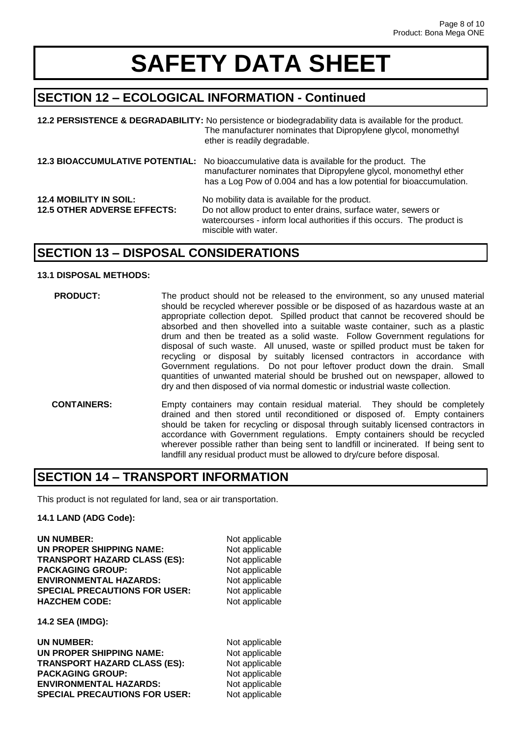# SAFETY DATA SHEET

## SECTION 12 – ECOLOGICAL INFORMATION - Continued

**12.2 PERSISTENCE & DEGRADABILITY:** No persistence or biodegradability data is available for the product. The manufacturer nominates that Dipropylene glycol, monomethyl ether is readily degradable.

**12.3 BIOACCUMULATIVE POTENTIAL:** No bioaccumulative data is available for the product. The manufacturer nominates that Dipropylene glycol, monomethyl ether has a Log Pow of 0.004 and has a low potential for bioaccumulation.

**12.4 MOBILITY IN SOIL:** No mobility data is available for the product.

**12.5 OTHER ADVERSE EFFECTS:** Do not allow product to enter drains, surface water, sewers or watercourses - inform local authorities if this occurs. The product is miscible with water.

## SECTION 13 – DISPOSAL CONSIDERATIONS

**13.1 DISPOSAL METHODS:**

**PRODUCT:** The product should not be released to the environment, so any unused material should be recycled wherever possible or be disposed of as hazardous waste at an appropriate collection depot. Spilled product that cannot be recovered should be absorbed and then shovelled into a suitable waste container, such as a plastic drum and then be treated as a solid waste. Follow Government regulations for disposal of such waste. All unused, waste or spilled product must be taken for recycling or disposal by suitably licensed contractors in accordance with Government regulations. Do not pour leftover product down the drain. Small quantities of unwanted material should be brushed out on newspaper, allowed to dry and then disposed of via normal domestic or industrial waste collection.

**CONTAINERS:** Empty containers may contain residual material. They should be completely drained and then stored until reconditioned or disposed of. Empty containers should be taken for recycling or disposal through suitably licensed contractors in accordance with Government regulations. Empty containers should be recycled wherever possible rather than being sent to landfill or incinerated. If being sent to landfill any residual product must be allowed to dry/cure before disposal.

## SECTION 14 – TRANSPORT INFORMATION

This product is not regulated for land, sea or air transportation.

**14.1 LAND (ADG Code):**

**UN NUMBER:** Not applicable
**UN PROPER SHIPPING NAME:** Not applicable
**TRANSPORT HAZARD CLASS (ES):** Not applicable
**PACKAGING GROUP:** Not applicable
**ENVIRONMENTAL HAZARDS:** Not applicable
**SPECIAL PRECAUTIONS FOR USER:** Not applicable
**HAZCHEM CODE:** Not applicable

**14.2 SEA (IMDG):**

**UN NUMBER:** Not applicable
**UN PROPER SHIPPING NAME:** Not applicable
**TRANSPORT HAZARD CLASS (ES):** Not applicable
**PACKAGING GROUP:** Not applicable
**ENVIRONMENTAL HAZARDS:** Not applicable
**SPECIAL PRECAUTIONS FOR USER:** Not applicable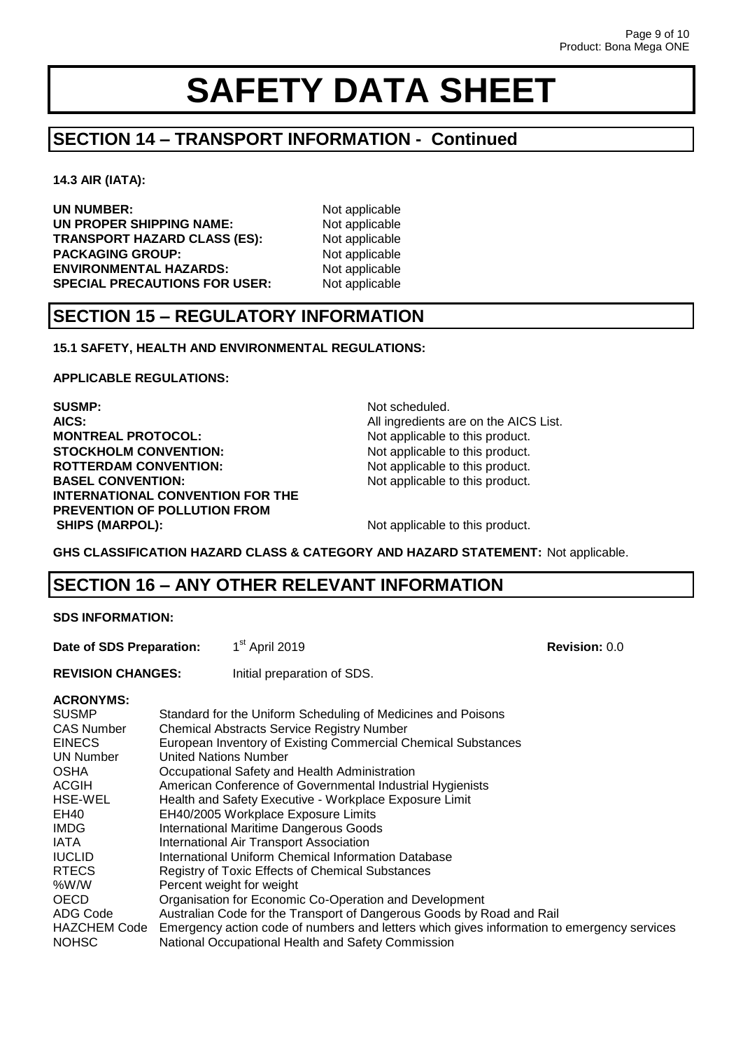# SAFETY DATA SHEET

## SECTION 14 – TRANSPORT INFORMATION - Continued

**14.3 AIR (IATA):**

| | |
|---|---|
| **UN NUMBER:** | Not applicable |
| **UN PROPER SHIPPING NAME:** | Not applicable |
| **TRANSPORT HAZARD CLASS (ES):** | Not applicable |
| **PACKAGING GROUP:** | Not applicable |
| **ENVIRONMENTAL HAZARDS:** | Not applicable |
| **SPECIAL PRECAUTIONS FOR USER:** | Not applicable |

## SECTION 15 – REGULATORY INFORMATION

**15.1 SAFETY, HEALTH AND ENVIRONMENTAL REGULATIONS:**

**APPLICABLE REGULATIONS:**

| | |
|---|---|
| **SUSMP:** | Not scheduled. |
| **AICS:** | All ingredients are on the AICS List. |
| **MONTREAL PROTOCOL:** | Not applicable to this product. |
| **STOCKHOLM CONVENTION:** | Not applicable to this product. |
| **ROTTERDAM CONVENTION:** | Not applicable to this product. |
| **BASEL CONVENTION:** | Not applicable to this product. |
| **INTERNATIONAL CONVENTION FOR THE PREVENTION OF POLLUTION FROM SHIPS (MARPOL):** | Not applicable to this product. |

**GHS CLASSIFICATION HAZARD CLASS & CATEGORY AND HAZARD STATEMENT:** Not applicable.

## SECTION 16 – ANY OTHER RELEVANT INFORMATION

**SDS INFORMATION:**

**Date of SDS Preparation:** 1st April 2019 **Revision:** 0.0

**REVISION CHANGES:** Initial preparation of SDS.

**ACRONYMS:**

| | |
|---|---|
| SUSMP | Standard for the Uniform Scheduling of Medicines and Poisons |
| CAS Number | Chemical Abstracts Service Registry Number |
| EINECS | European Inventory of Existing Commercial Chemical Substances |
| UN Number | United Nations Number |
| OSHA | Occupational Safety and Health Administration |
| ACGIH | American Conference of Governmental Industrial Hygienists |
| HSE-WEL | Health and Safety Executive - Workplace Exposure Limit |
| EH40 | EH40/2005 Workplace Exposure Limits |
| IMDG | International Maritime Dangerous Goods |
| IATA | International Air Transport Association |
| IUCLID | International Uniform Chemical Information Database |
| RTECS | Registry of Toxic Effects of Chemical Substances |
| %W/W | Percent weight for weight |
| OECD | Organisation for Economic Co-Operation and Development |
| ADG Code | Australian Code for the Transport of Dangerous Goods by Road and Rail |
| HAZCHEM Code | Emergency action code of numbers and letters which gives information to emergency services |
| NOHSC | National Occupational Health and Safety Commission |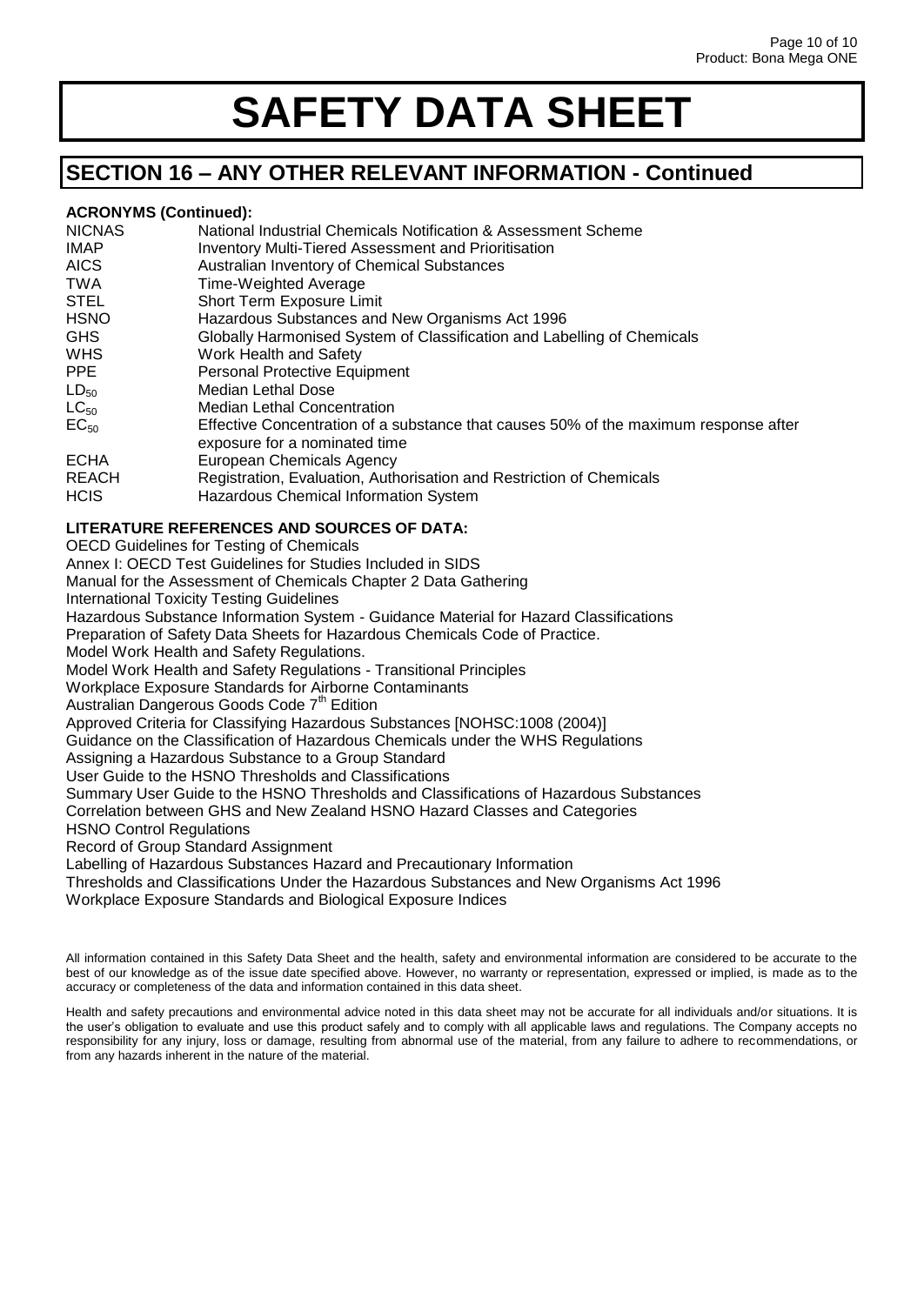# SAFETY DATA SHEET

## SECTION 16 – ANY OTHER RELEVANT INFORMATION - Continued

**ACRONYMS (Continued):**

| | |
|---|---|
| NICNAS | National Industrial Chemicals Notification & Assessment Scheme |
| IMAP | Inventory Multi-Tiered Assessment and Prioritisation |
| AICS | Australian Inventory of Chemical Substances |
| TWA | Time-Weighted Average |
| STEL | Short Term Exposure Limit |
| HSNO | Hazardous Substances and New Organisms Act 1996 |
| GHS | Globally Harmonised System of Classification and Labelling of Chemicals |
| WHS | Work Health and Safety |
| PPE | Personal Protective Equipment |
| $LD_{50}$ | Median Lethal Dose |
| $LC_{50}$ | Median Lethal Concentration |
| $EC_{50}$ | Effective Concentration of a substance that causes 50% of the maximum response after exposure for a nominated time |
| ECHA | European Chemicals Agency |
| REACH | Registration, Evaluation, Authorisation and Restriction of Chemicals |
| HCIS | Hazardous Chemical Information System |

**LITERATURE REFERENCES AND SOURCES OF DATA:**

OECD Guidelines for Testing of Chemicals
Annex I: OECD Test Guidelines for Studies Included in SIDS
Manual for the Assessment of Chemicals Chapter 2 Data Gathering
International Toxicity Testing Guidelines
Hazardous Substance Information System - Guidance Material for Hazard Classifications
Preparation of Safety Data Sheets for Hazardous Chemicals Code of Practice.
Model Work Health and Safety Regulations.
Model Work Health and Safety Regulations - Transitional Principles
Workplace Exposure Standards for Airborne Contaminants
Australian Dangerous Goods Code 7th Edition
Approved Criteria for Classifying Hazardous Substances [NOHSC:1008 (2004)]
Guidance on the Classification of Hazardous Chemicals under the WHS Regulations
Assigning a Hazardous Substance to a Group Standard
User Guide to the HSNO Thresholds and Classifications
Summary User Guide to the HSNO Thresholds and Classifications of Hazardous Substances
Correlation between GHS and New Zealand HSNO Hazard Classes and Categories
HSNO Control Regulations
Record of Group Standard Assignment
Labelling of Hazardous Substances Hazard and Precautionary Information
Thresholds and Classifications Under the Hazardous Substances and New Organisms Act 1996
Workplace Exposure Standards and Biological Exposure Indices

All information contained in this Safety Data Sheet and the health, safety and environmental information are considered to be accurate to the best of our knowledge as of the issue date specified above. However, no warranty or representation, expressed or implied, is made as to the accuracy or completeness of the data and information contained in this data sheet.

Health and safety precautions and environmental advice noted in this data sheet may not be accurate for all individuals and/or situations. It is the user's obligation to evaluate and use this product safely and to comply with all applicable laws and regulations. The Company accepts no responsibility for any injury, loss or damage, resulting from abnormal use of the material, from any failure to adhere to recommendations, or from any hazards inherent in the nature of the material.